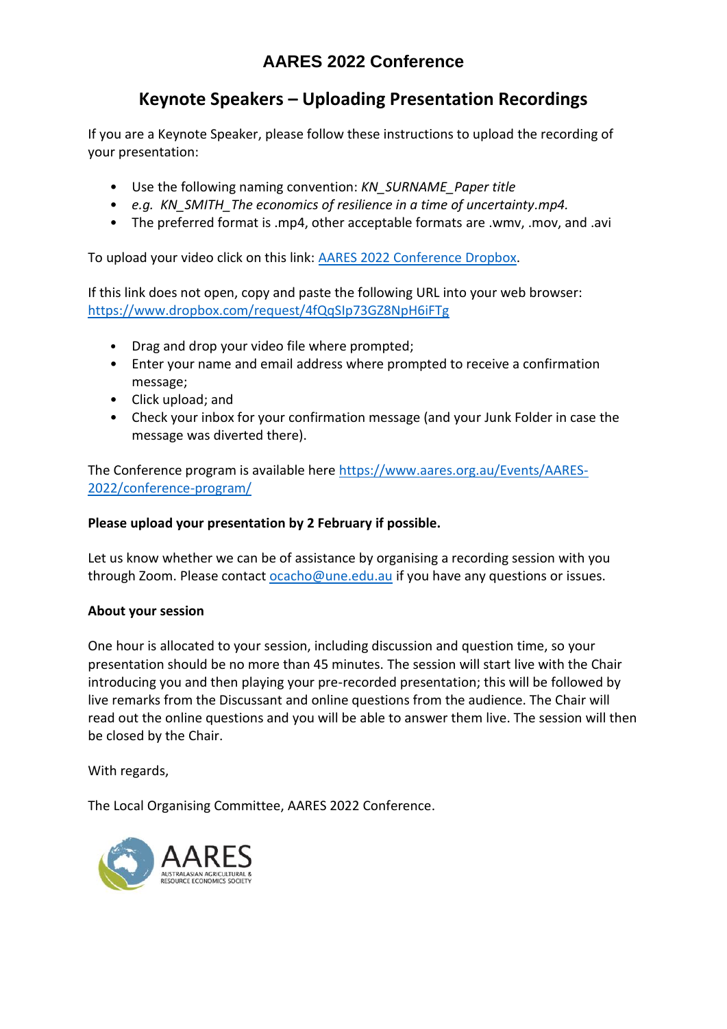# AARES 2022 Conference

## Keynote Speakers – Uploading Presentation Recordings

If you are a Keynote Speaker, please follow these instructions to upload the recording of your presentation:

- Use the following naming convention: *KN_SURNAME_Paper title*
- *e.g. KN_SMITH_The economics of resilience in a time of uncertainty.mp4.*
- The preferred format is .mp4, other acceptable formats are .wmv, .mov, and .avi

To upload your video click on this link: [AARES 2022 Conference Dropbox](https://www.dropbox.com/request/4fQqSIp73GZ8NpH6iFTg).

If this link does not open, copy and paste the following URL into your web browser: https://www.dropbox.com/request/4fQqSIp73GZ8NpH6iFTg

- Drag and drop your video file where prompted;
- Enter your name and email address where prompted to receive a confirmation message;
- Click upload; and
- Check your inbox for your confirmation message (and your Junk Folder in case the message was diverted there).

The Conference program is available here https://www.aares.org.au/Events/AARES-2022/conference-program/

**Please upload your presentation by 2 February if possible.**

Let us know whether we can be of assistance by organising a recording session with you through Zoom. Please contact ocacho@une.edu.au if you have any questions or issues.

**About your session**

One hour is allocated to your session, including discussion and question time, so your presentation should be no more than 45 minutes. The session will start live with the Chair introducing you and then playing your pre-recorded presentation; this will be followed by live remarks from the Discussant and online questions from the audience. The Chair will read out the online questions and you will be able to answer them live. The session will then be closed by the Chair.

With regards,

The Local Organising Committee, AARES 2022 Conference.

AARES
AUSTRALASIAN AGRICULTURAL & RESOURCE ECONOMICS SOCIETY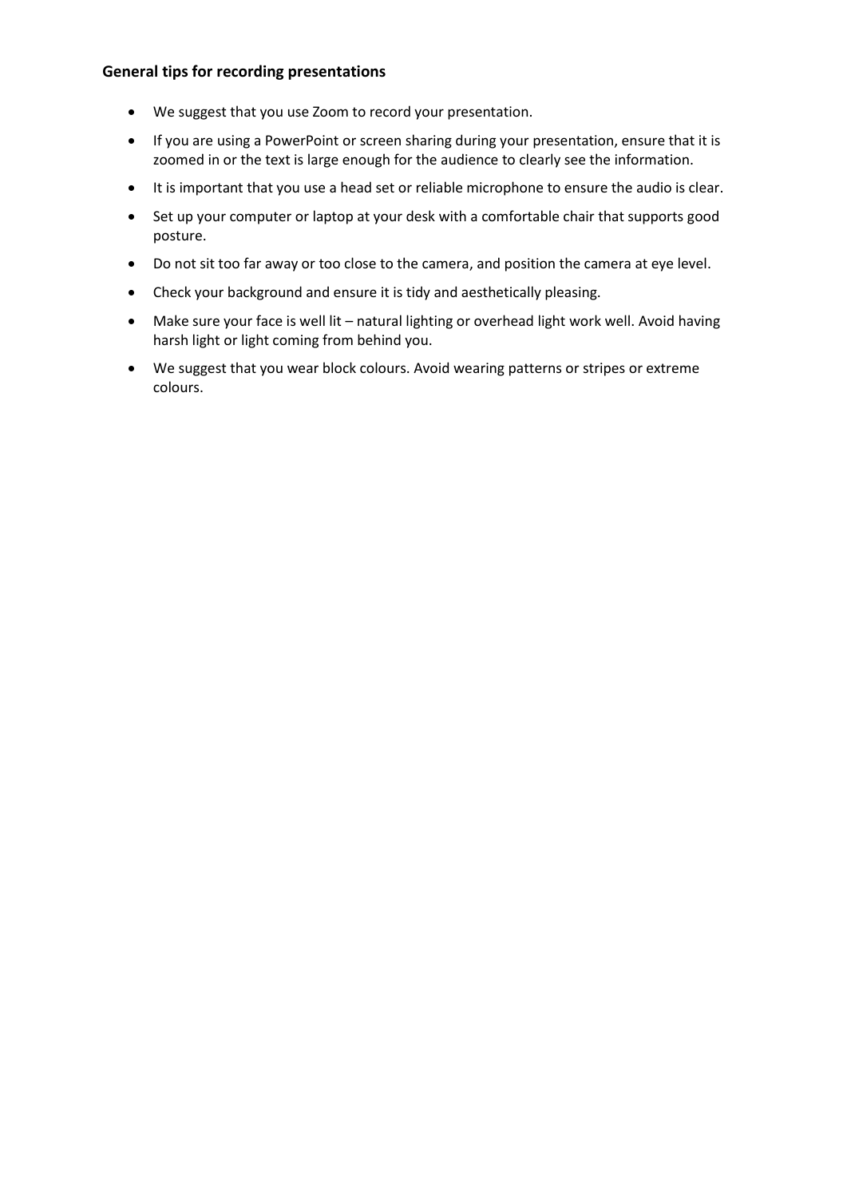**General tips for recording presentations**

- We suggest that you use Zoom to record your presentation.
- If you are using a PowerPoint or screen sharing during your presentation, ensure that it is zoomed in or the text is large enough for the audience to clearly see the information.
- It is important that you use a head set or reliable microphone to ensure the audio is clear.
- Set up your computer or laptop at your desk with a comfortable chair that supports good posture.
- Do not sit too far away or too close to the camera, and position the camera at eye level.
- Check your background and ensure it is tidy and aesthetically pleasing.
- Make sure your face is well lit – natural lighting or overhead light work well. Avoid having harsh light or light coming from behind you.
- We suggest that you wear block colours. Avoid wearing patterns or stripes or extreme colours.